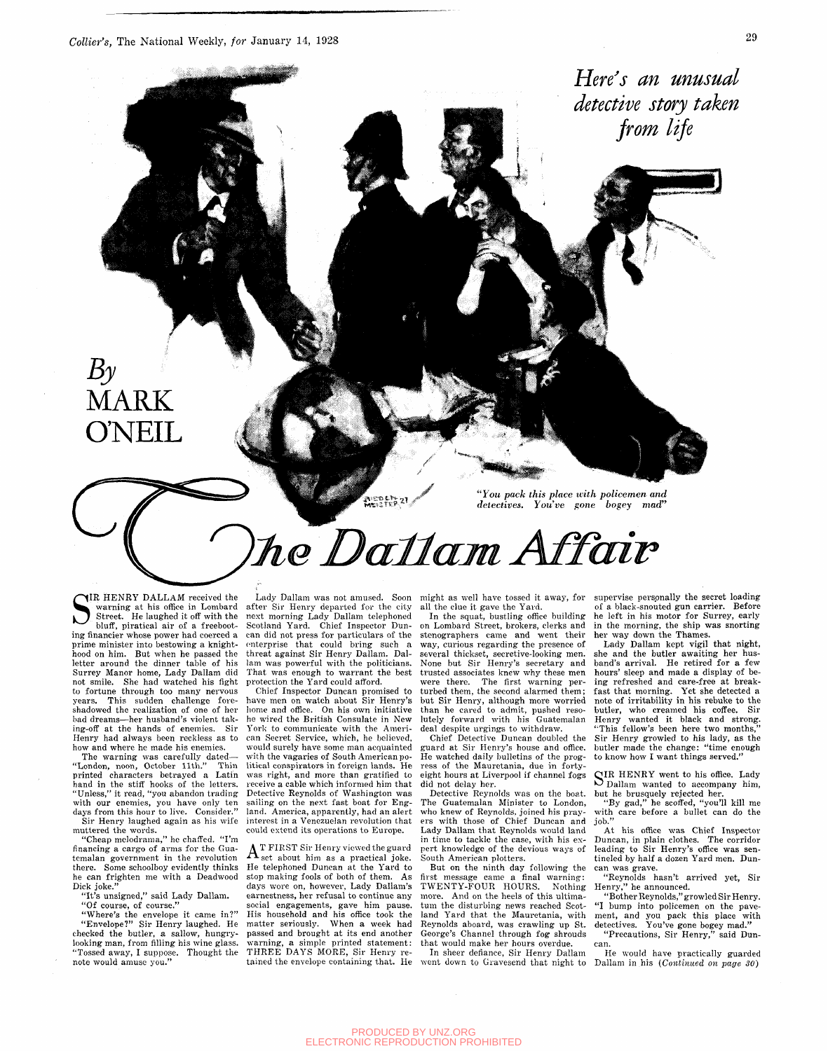*Here's an unusual detective story taken from life*

By MARK O'NEIL

*"You pack this place with policemen and detectives. You've gone bogey mad"*

# The Dallam Affair

SIR HENRY DALLAM received the warning at his office in Lombard Street. He laughed it off with the bluff, piratical air of a freebooting financier whose power had coerced a prime minister into bestowing a knighthood on him. But when he passed the letter around the dinner table of his Surrey Manor home, Lady Dallam did not smile. She had watched his fight to fortune through too many nervous years. This sudden challenge foreshadowed the realization of one of her bad dreams—her husband's violent taking-off at the hands of enemies. Sir Henry had always been reckless as to how and where he made his enemies.

The warning was carefully dated—"London, noon, October 11th." Thin printed characters betrayed a Latin hand in the stiff hooks of the letters. "Unless," it read, "you abandon trading with our enemies, you have only ten days from this hour to live. Consider."

Sir Henry laughed again as his wife muttered the words.

"Cheap melodrama," he chaffed. "I'm financing a cargo of arms for the Guatemalan government in the revolution there. Some schoolboy evidently thinks he can frighten me with a Deadwood Dick joke."

"It's unsigned," said Lady Dallam.

"Of course, of course."

"Where's the envelope it came in?"

"Envelope?" Sir Henry laughed. He checked the butler, a sallow, hungry-looking man, from filling his wine glass. "Tossed away, I suppose. Thought the note would amuse you."

Lady Dallam was not amused. Soon after Sir Henry departed for the city next morning Lady Dallam telephoned Scotland Yard. Chief Inspector Duncan did not press for particulars of the enterprise that could bring such a threat against Sir Henry Dallam. Dallam was powerful with the politicians. That was enough to warrant the best protection the Yard could afford.

Chief Inspector Duncan promised to have men on watch about Sir Henry's home and office. On his own initiative he wired the British Consulate in New York to communicate with the American Secret Service, which, he believed, would surely have some man acquainted with the vagaries of South American political conspirators in foreign lands. He was right, and more than gratified to receive a cable which informed him that Detective Reynolds of Washington was sailing on the next fast boat for England. America, apparently, had an alert interest in a Venezuelan revolution that could extend its operations to Europe.

AT FIRST Sir Henry viewed the guard set about him as a practical joke. He telephoned Duncan at the Yard to stop making fools of both of them. As days wore on, however, Lady Dallam's earnestness, her refusal to continue any social engagements, gave him pause. His household and his office took the matter seriously. When a week had passed and brought at its end another warning, a simple printed statement: THREE DAYS MORE, Sir Henry retained the envelope containing that. He might as well have tossed it away, for all the clue it gave the Yard.

In the squat, bustling office building on Lombard Street, brokers, clerks and stenographers came and went their way, curious regarding the presence of several thickset, secretive-looking men. None but Sir Henry's secretary and trusted associates knew why these men were there. The first warning perturbed them, the second alarmed them; but Sir Henry, although more worried than he cared to admit, pushed resolutely forward with his Guatemalan deal despite urgings to withdraw.

Chief Detective Duncan doubled the guard at Sir Henry's house and office. He watched daily bulletins of the progress of the Mauretania, due in forty-eight hours at Liverpool if channel fogs did not delay her.

Detective Reynolds was on the boat. The Guatemalan Minister to London, who knew of Reynolds, joined his prayers with those of Chief Duncan and Lady Dallam that Reynolds would land in time to tackle the case, with his expert knowledge of the devious ways of South American plotters.

But on the ninth day following the first message came a final warning: TWENTY-FOUR HOURS. Nothing more. And on the heels of this ultimatum the disturbing news reached Scotland Yard that the Mauretania, with Reynolds aboard, was crawling up St. George's Channel through fog shrouds that would make her hours overdue.

In sheer defiance, Sir Henry Dallam went down to Gravesend that night to supervise personally the secret loading of a black-snouted gun carrier. Before he left in his motor for Surrey, early in the morning, the ship was snorting her way down the Thames.

Lady Dallam kept vigil that night, she and the butler awaiting her husband's arrival. He retired for a few hours' sleep and made a display of being refreshed and care-free at breakfast that morning. Yet she detected a note of irritability in his rebuke to the butler, who creamed his coffee. Sir Henry wanted it black and strong. "This fellow's been here two months," Sir Henry growled to his lady, as the butler made the change: "time enough to know how I want things served."

SIR HENRY went to his office. Lady Dallam wanted to accompany him, but he brusquely rejected her.

"By gad," he scoffed, "you'll kill me with care before a bullet can do the job."

At his office was Chief Inspector Duncan, in plain clothes. The corridor leading to Sir Henry's office was sentineled by half a dozen Yard men. Duncan was grave.

"Reynolds hasn't arrived yet, Sir Henry," he announced.

"Bother Reynolds," growled Sir Henry. "I bump into policemen on the pavement, and you pack this place with detectives. You've gone bogey mad."

"Precautions, Sir Henry," said Duncan.

He would have practically guarded Dallam in his *(Continued on page 30)*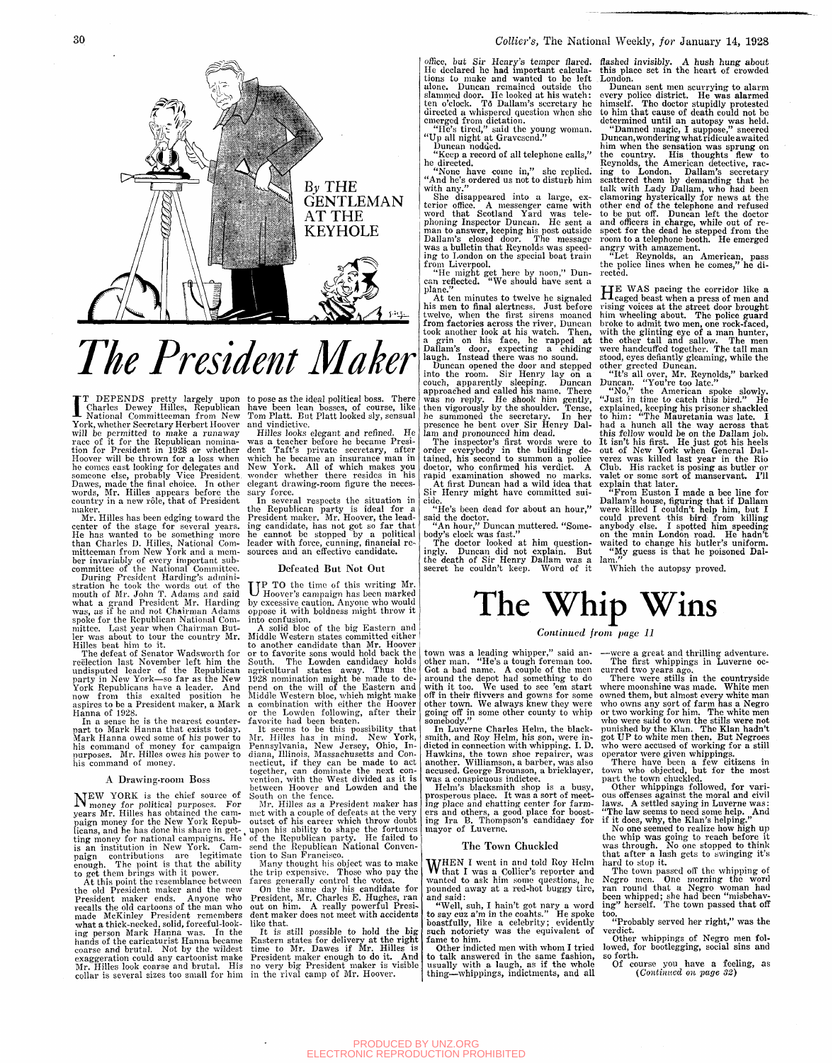By THE GENTLEMAN AT THE KEYHOLE

# The President Maker

IT DEPENDS pretty largely upon Charles Dewey Hilles, Republican National Committeeman from New York, whether Secretary Herbert Hoover will be permitted to make a runaway race of it for the Republican nomination for President in 1928 or whether Hoover will be thrown for a loss when he comes east looking for delegates and someone else, probably Vice President Dawes, made the final choice. In other words, Mr. Hilles appears before the country in a new rôle, that of President maker.

Mr. Hilles has been edging toward the center of the stage for several years. He has wanted to be something more than Charles D. Hilles, National Committeeman from New York and a member invariably of every important subcommittee of the National Committee.

During President Harding's administration he took the words out of the mouth of Mr. John T. Adams and said what a grand President Mr. Harding was, as if he and not Chairman Adams spoke for the Republican National Committee. Last year when Chairman Butler was about to tour the country Mr. Hilles beat him to it.

The defeat of Senator Wadsworth for reëlection last November left him the undisputed leader of the Republican party in New York—so far as the New York Republicans have a leader. And now from this exalted position he aspires to be a President maker, a Mark Hanna of 1928.

In a sense he is the nearest counterpart to Mark Hanna that exists today. Mark Hanna owed some of his power to his command of money for campaign purposes. Mr. Hilles owes his power to his command of money.

### A Drawing-room Boss

NEW YORK is the chief source of money for political purposes. For years Mr. Hilles has obtained the campaign money for the New York Republicans, and he has done his share in getting money for national campaigns. He is an institution in New York. Campaign contributions are legitimate enough. The point is that the ability to get them brings with it power.

At this point the resemblance between the old President maker and the new President maker ends. Anyone who recalls the old cartoons of the man who made McKinley President remembers what a thick-necked, solid, forceful-looking person Mark Hanna was. In the hands of the caricaturist Hanna became coarse and brutal. Not by the wildest exaggeration could any cartoonist make Mr. Hilles look coarse and brutal. His collar is several sizes too small for him to pose as the ideal political boss. There have been lean bosses, of course, like Tom Platt. But Platt looked sly, sensual and vindictive.

Hilles looks elegant and refined. He was a teacher before he became President Taft's private secretary, after which he became an insurance man in New York. All of which makes you wonder whether there resides in his elegant drawing-room figure the necessary force.

In several respects the situation in the Republican party is ideal for a President maker. Mr. Hoover, the leading candidate, has not got so far that he cannot be stopped by a political leader with force, cunning, financial resources and an effective candidate.

### Defeated But Not Out

UP TO the time of this writing Mr. Hoover's campaign has been marked by excessive caution. Anyone who would oppose it with boldness might throw it into confusion.

A solid bloc of the big Eastern and Middle Western states committed either to another candidate than Mr. Hoover or to favorite sons would hold back the South. The Lowden candidacy holds agricultural states away. Thus the 1928 nomination might be made to depend on the will of the Eastern and Middle Western bloc, which might make a combination with either the Hoover or the Lowden following, after their favorite had been beaten.

It seems to be this possibility that Mr. Hilles has in mind. New York, Pennsylvania, New Jersey, Ohio, Indiana, Illinois, Massachusetts and Connecticut, if they can be made to act together, can dominate the next convention, with the West divided as it is between Hoover and Lowden and the South on the fence.

Mr. Hilles as a President maker has met with a couple of defeats at the very outset of his career which throw doubt upon his ability to shape the fortunes of the Republican party. He failed to send the Republican National Convention to San Francisco.

Many thought his object was to make the trip expensive. Those who pay the fares generally control the votes.

On the same day his candidate for President, Mr. Charles E. Hughes, ran out on him. A really powerful President maker does not meet with accidents like that.

It is still possible to hold the big Eastern states for delivery at the right time to Mr. Dawes if Mr. Hilles is President maker enough to do it. And no very big President maker is visible in the rival camp of Mr. Hoover.

office, but Sir Henry's temper flared. He declared he had important calculations to make and wanted to be left alone. Duncan remained outside the slammed door. He looked at his watch: ten o'clock. Tô Dallam's secretary he directed a whispered question when she emerged from dictation.

"He's tired," said the young woman. "Up all night at Gravesend."

Duncan nodded.

"Keep a record of all telephone calls," he directed.

"None have come in," she replied. "And he's ordered us not to disturb him with any."

She disappeared into a large, exterior office. A messenger came with word that Scotland Yard was telephoning Inspector Duncan. He sent a man to answer, keeping his post outside Dallam's closed door. The message was a bulletin that Reynolds was speeding to London on the special boat train from Liverpool.

"He might get here by noon," Duncan reflected. "We should have sent a plane."

At ten minutes to twelve he signaled his men to final alertness. Just before twelve, when the first sirens moaned from factories across the river, Duncan took another look at his watch. Then, a grin on his face, he rapped at Dallam's door, expecting a chiding laugh. Instead there was no sound.

Duncan opened the door and stepped into the room. Sir Henry lay on a couch, apparently sleeping. Duncan approached and called his name. There was no reply. He shook him gently, then vigorously by the shoulder. Tense, he summoned the secretary. In her presence he bent over Sir Henry Dallam and pronounced him dead.

The inspector's first words were to order everybody in the building detained, his second to summon a police doctor, who confirmed his verdict. A rapid examination showed no marks.

At first Duncan had a wild idea that Sir Henry might have committed suicide.

"He's been dead for about an hour," said the doctor.

"An hour," Duncan muttered. "Somebody's clock was fast."

The doctor looked at him questioningly. Duncan did not explain. But the death of Sir Henry Dallam was a secret he couldn't keep. Word of it flashed invisibly. A hush hung about this place set in the heart of crowded London.

Duncan sent men scurrying to alarm every police district. He was alarmed himself. The doctor stupidly protested to him that cause of death could not be determined until an autopsy was held.

"Damned magic, I suppose," sneered Duncan, wondering what ridicule awaited him when the sensation was sprung on the country. His thoughts flew to Reynolds, the American detective, racing to London. Dallam's secretary scattered them by demanding that he talk with Lady Dallam, who had been clamoring hysterically for news at the other end of the telephone and refused to be put off. Duncan left the doctor and officers in charge, while out of respect for the dead he stepped from the room to a telephone booth. He emerged angry with amazement.

"Let Reynolds, an American, pass the police lines when he comes," he directed.

HE WAS pacing the corridor like a caged beast when a press of men and rising voices at the street door brought him wheeling about. The police guard broke to admit two men, one rock-faced, with the glinting eye of a man hunter, the other tall and sallow. The men were handcuffed together. The tall man stood, eyes defiantly gleaming, while the other greeted Duncan.

"It's all over, Mr. Reynolds," barked Duncan. "You're too late."

"No," the American spoke slowly. "Just in time to catch this bird." He explained, keeping his prisoner shackled to him: "The Mauretania was late. I had a hunch all the way across that this fellow would be on the Dallam job. It isn't his first. He just got his heels out of New York when General Dalverez was killed last year in the Rio Club. His racket is posing as butler or valet or some sort of manservant. I'll explain that later.

"From Euston I made a bee line for Dallam's house, figuring that if Dallam were killed I couldn't help him, but I could prevent this bird from killing anybody else. I spotted him speeding on the main London road. He hadn't waited to change his butler's uniform.

"My guess is that he poisoned Dallam."

Which the autopsy proved.

# The Whip Wins

*Continued from page 11*

town was a leading whipper," said another man. "He's a tough foreman too. Got a bad name. A couple of the men around the depot had something to do with it too. We used to see 'em start off in their flivvers and gowns for some other town. We always knew they were going off in some other county to whip somebody."

In Luverne Charles Helm, the blacksmith, and Roy Helm, his son, were indicted in connection with whipping. I. D. Hawkins, the town shoe repairer, was another. Williamson, a barber, was also accused. George Brounson, a bricklayer, was a conspicuous indictee.

Helm's blacksmith shop is a busy, prosperous place. It was a sort of meeting place and chatting center for farmers and others, a good place for boosting Ira B. Thompson's candidacy for mayor of Luverne.

### The Town Chuckled

WHEN I went in and told Roy Helm that I was a Collier's reporter and wanted to ask him some questions, he pounded away at a red-hot buggy tire, and said:

"Well, suh, I hain't got nary a word to say cuz a'm in the coahts." He spoke boastfully, like a celebrity; evidently such notoriety was the equivalent of fame to him.

Other indicted men with whom I tried to talk answered in the same fashion, usually with a laugh, as if the whole thing—whippings, indictments, and all—were a great and thrilling adventure.

The first whippings in Luverne occurred two years ago.

There were stills in the countryside where moonshine was made. White men owned them, but almost every white man who owns any sort of farm has a Negro or two working for him. The white men who were said to own the stills were not punished by the Klan. The Klan hadn't got UP to white men then. But Negroes who were accused of working for a still operator were given whippings.

There have been a few citizens in town who objected, but for the most part the town chuckled.

Other whippings followed, for various offenses against the moral and civil laws. A settled saying in Luverne was: "The law seems to need some help. And if it does, why, the Klan's helping."

No one seemed to realize how high up the whip was going to reach before it was through. No one stopped to think that after a lash gets to swinging it's hard to stop it.

The town passed off the whipping of Negro men. One morning the word ran round that a Negro woman had been whipped; she had been "misbehaving" herself. The town passed that off too.

"Probably served her right," was the verdict.

Other whippings of Negro men followed, for bootlegging, social sins and so forth.

Of course you have a feeling, as

*(Continued on page 32)*